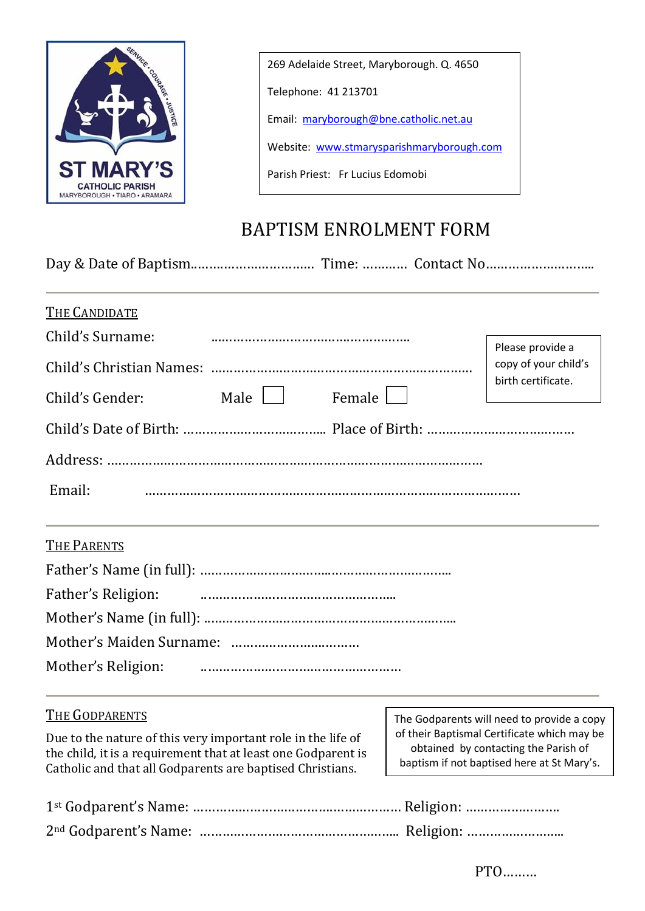ST MARY'S CATHOLIC PARISH
MARYBOROUGH • TIARO • ARAMARA

SERVICE • COURAGE • JUSTICE

269 Adelaide Street, Maryborough. Q. 4650

Telephone: 41 213701

Email: maryborough@bne.catholic.net.au

Website: www.stmarysparishmaryborough.com

Parish Priest: Fr Lucius Edomobi

# BAPTISM ENROLMENT FORM

Day & Date of Baptism................................ Time: ............ Contact No............................

## THE CANDIDATE

Child's Surname: ................................................

Child's Christian Names: ..............................................................

Child's Gender: Male ☐ Female ☐

> Please provide a copy of your child's birth certificate.

Child's Date of Birth: .................................... Place of Birth: ....................................

Address: ..........................................................................................

Email: ..........................................................................................

## THE PARENTS

Father's Name (in full): ...........................................................

Father's Religion: ................................................

Mother's Name (in full): ...........................................................

Mother's Maiden Surname: ...............................

Mother's Religion: ................................................

## THE GODPARENTS

Due to the nature of this very important role in the life of the child, it is a requirement that at least one Godparent is Catholic and that all Godparents are baptised Christians.

> The Godparents will need to provide a copy of their Baptismal Certificate which may be obtained by contacting the Parish of baptism if not baptised here at St Mary's.

1st Godparent's Name: ..................................................... Religion: ........................

2nd Godparent's Name: ................................................... Religion: ........................

PTO.........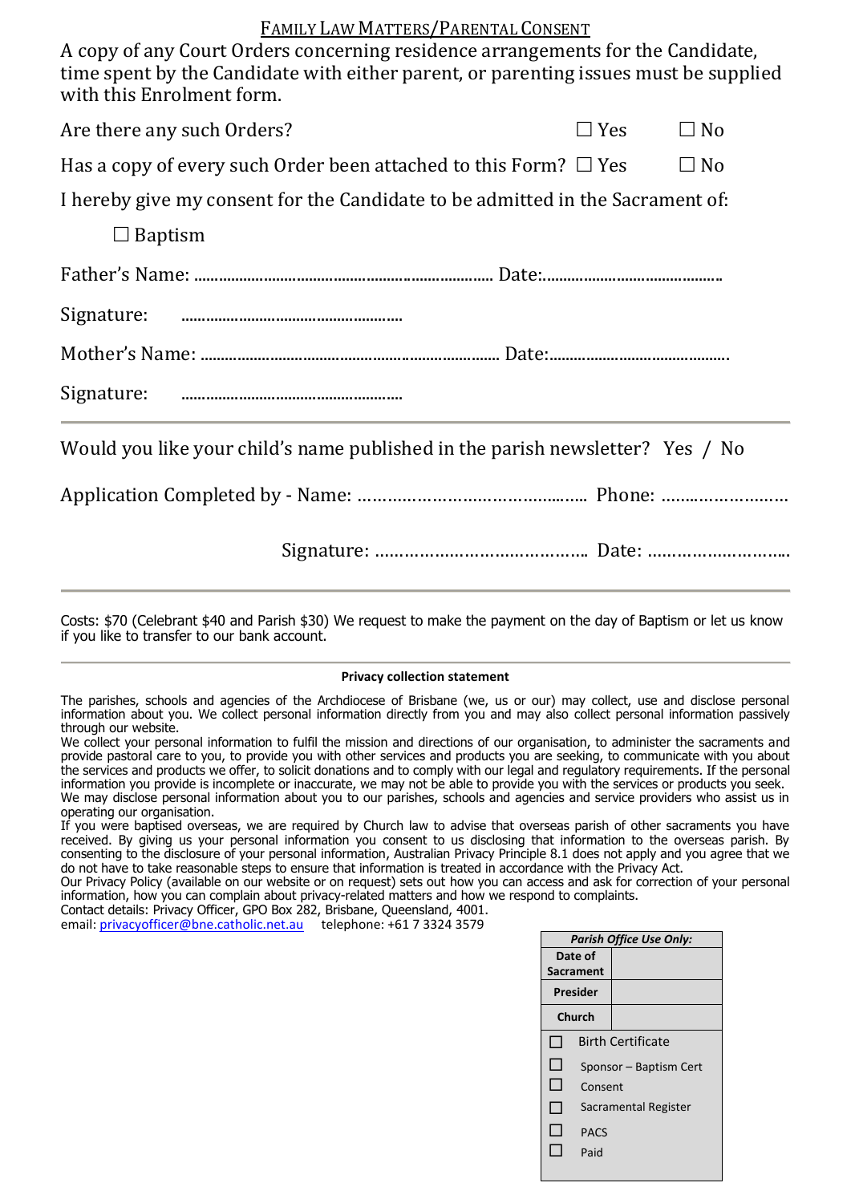## FAMILY LAW MATTERS/PARENTAL CONSENT

A copy of any Court Orders concerning residence arrangements for the Candidate, time spent by the Candidate with either parent, or parenting issues must be supplied with this Enrolment form.

Are there any such Orders? ☐ Yes ☐ No

Has a copy of every such Order been attached to this Form? ☐ Yes ☐ No

I hereby give my consent for the Candidate to be admitted in the Sacrament of:

☐ Baptism

Father's Name: ........................................................................ Date:............................................

Signature: .....................................................

Mother's Name: ........................................................................ Date:............................................

Signature: .....................................................

---

Would you like your child's name published in the parish newsletter? Yes / No

Application Completed by - Name: …………………………………...….. Phone: ……..……………….

Signature: …………………….……………….. Date: ………………………..

---

Costs: $70 (Celebrant $40 and Parish $30) We request to make the payment on the day of Baptism or let us know if you like to transfer to our bank account.

---

**Privacy collection statement**

The parishes, schools and agencies of the Archdiocese of Brisbane (we, us or our) may collect, use and disclose personal information about you. We collect personal information directly from you and may also collect personal information passively through our website.

We collect your personal information to fulfil the mission and directions of our organisation, to administer the sacraments and provide pastoral care to you, to provide you with other services and products you are seeking, to communicate with you about the services and products we offer, to solicit donations and to comply with our legal and regulatory requirements. If the personal information you provide is incomplete or inaccurate, we may not be able to provide you with the services or products you seek.

We may disclose personal information about you to our parishes, schools and agencies and service providers who assist us in operating our organisation.

If you were baptised overseas, we are required by Church law to advise that overseas parish of other sacraments you have received. By giving us your personal information you consent to us disclosing that information to the overseas parish. By consenting to the disclosure of your personal information, Australian Privacy Principle 8.1 does not apply and you agree that we do not have to take reasonable steps to ensure that information is treated in accordance with the Privacy Act.

Our Privacy Policy (available on our website or on request) sets out how you can access and ask for correction of your personal information, how you can complain about privacy-related matters and how we respond to complaints.

Contact details: Privacy Officer, GPO Box 282, Brisbane, Queensland, 4001.

email: privacyofficer@bne.catholic.net.au telephone: +61 7 3324 3579

| *Parish Office Use Only:* | |
|---|---|
| **Date of Sacrament** | |
| **Presider** | |
| **Church** | |
| ☐ Birth Certificate | |
| ☐ Sponsor – Baptism Cert | |
| ☐ Consent | |
| ☐ Sacramental Register | |
| ☐ PACS | |
| ☐ Paid | |